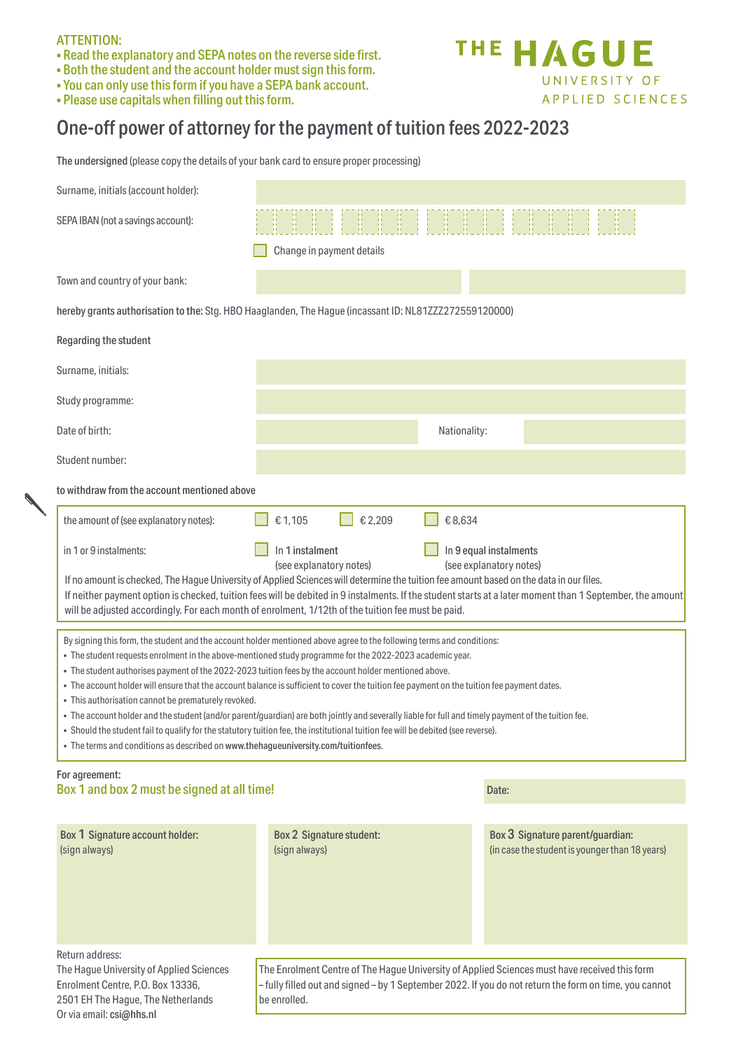**ATTENTION:**
- **Read the explanatory and SEPA notes on the reverse side first.**
- **Both the student and the account holder must sign this form.**
- **You can only use this form if you have a SEPA bank account.**
- **Please use capitals when filling out this form.**

THE HAGUE
UNIVERSITY OF
APPLIED SCIENCES

# One-off power of attorney for the payment of tuition fees 2022-2023

**The undersigned** (please copy the details of your bank card to ensure proper processing)

Surname, initials (account holder):

SEPA IBAN (not a savings account):

☐ Change in payment details

Town and country of your bank:

**hereby grants authorisation to the:** Stg. HBO Haaglanden, The Hague (incassant ID: NL81ZZZ272559120000)

**Regarding the student**

Surname, initials:

Study programme:

Date of birth: Nationality:

Student number:

**to withdraw from the account mentioned above**

the amount of (see explanatory notes): ☐ € 1,105 ☐ € 2,209 ☐ € 8,634

in 1 or 9 instalments: ☐ In **1 instalment** (see explanatory notes) ☐ In **9 equal instalments** (see explanatory notes)

If no amount is checked, The Hague University of Applied Sciences will determine the tuition fee amount based on the data in our files.
If neither payment option is checked, tuition fees will be debited in 9 instalments. If the student starts at a later moment than 1 September, the amount will be adjusted accordingly. For each month of enrolment, 1/12th of the tuition fee must be paid.

By signing this form, the student and the account holder mentioned above agree to the following terms and conditions:
- The student requests enrolment in the above-mentioned study programme for the 2022-2023 academic year.
- The student authorises payment of the 2022-2023 tuition fees by the account holder mentioned above.
- The account holder will ensure that the account balance is sufficient to cover the tuition fee payment on the tuition fee payment dates.
- This authorisation cannot be prematurely revoked.
- The account holder and the student (and/or parent/guardian) are both jointly and severally liable for full and timely payment of the tuition fee.
- Should the student fail to qualify for the statutory tuition fee, the institutional tuition fee will be debited (see reverse).
- The terms and conditions as described on **www.thehagueuniversity.com/tuitionfees**.

**For agreement:**
**Box 1 and box 2 must be signed at all time!**

**Date:**

**Box 1 Signature account holder:**
(sign always)

**Box 2 Signature student:**
(sign always)

**Box 3 Signature parent/guardian:**
(in case the student is younger than 18 years)

Return address:
The Hague University of Applied Sciences
Enrolment Centre, P.O. Box 13336,
2501 EH The Hague, The Netherlands
Or via email: **csi@hhs.nl**

The Enrolment Centre of The Hague University of Applied Sciences must have received this form – fully filled out and signed – by 1 September 2022. If you do not return the form on time, you cannot be enrolled.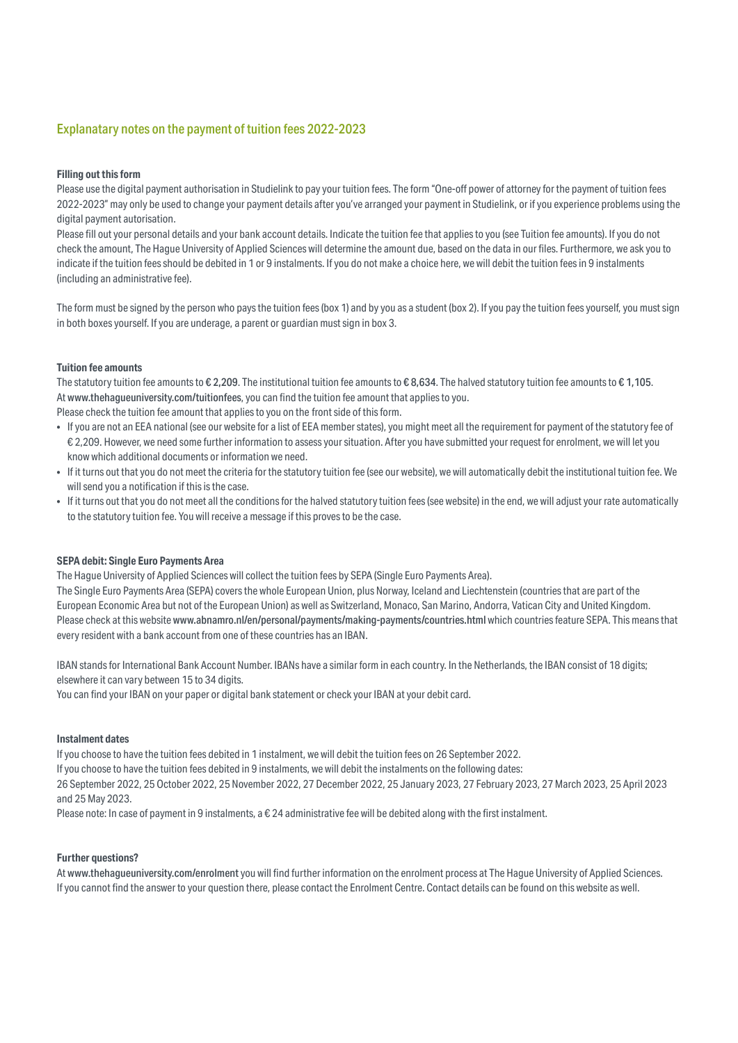## Explanatary notes on the payment of tuition fees 2022-2023

**Filling out this form**

Please use the digital payment authorisation in Studielink to pay your tuition fees. The form "One-off power of attorney for the payment of tuition fees 2022-2023" may only be used to change your payment details after you've arranged your payment in Studielink, or if you experience problems using the digital payment autorisation.

Please fill out your personal details and your bank account details. Indicate the tuition fee that applies to you (see Tuition fee amounts). If you do not check the amount, The Hague University of Applied Sciences will determine the amount due, based on the data in our files. Furthermore, we ask you to indicate if the tuition fees should be debited in 1 or 9 instalments. If you do not make a choice here, we will debit the tuition fees in 9 instalments (including an administrative fee).

The form must be signed by the person who pays the tuition fees (box 1) and by you as a student (box 2). If you pay the tuition fees yourself, you must sign in both boxes yourself. If you are underage, a parent or guardian must sign in box 3.

**Tuition fee amounts**

The statutory tuition fee amounts to **€ 2,209**. The institutional tuition fee amounts to **€ 8,634**. The halved statutory tuition fee amounts to **€ 1,105**.
At **www.thehagueuniversity.com/tuitionfees**, you can find the tuition fee amount that applies to you.
Please check the tuition fee amount that applies to you on the front side of this form.

- If you are not an EEA national (see our website for a list of EEA member states), you might meet all the requirement for payment of the statutory fee of € 2,209. However, we need some further information to assess your situation. After you have submitted your request for enrolment, we will let you know which additional documents or information we need.
- If it turns out that you do not meet the criteria for the statutory tuition fee (see our website), we will automatically debit the institutional tuition fee. We will send you a notification if this is the case.
- If it turns out that you do not meet all the conditions for the halved statutory tuition fees (see website) in the end, we will adjust your rate automatically to the statutory tuition fee. You will receive a message if this proves to be the case.

**SEPA debit: Single Euro Payments Area**

The Hague University of Applied Sciences will collect the tuition fees by SEPA (Single Euro Payments Area).
The Single Euro Payments Area (SEPA) covers the whole European Union, plus Norway, Iceland and Liechtenstein (countries that are part of the European Economic Area but not of the European Union) as well as Switzerland, Monaco, San Marino, Andorra, Vatican City and United Kingdom.
Please check at this website **www.abnamro.nl/en/personal/payments/making-payments/countries.html** which countries feature SEPA. This means that every resident with a bank account from one of these countries has an IBAN.

IBAN stands for International Bank Account Number. IBANs have a similar form in each country. In the Netherlands, the IBAN consist of 18 digits; elsewhere it can vary between 15 to 34 digits.
You can find your IBAN on your paper or digital bank statement or check your IBAN at your debit card.

**Instalment dates**

If you choose to have the tuition fees debited in 1 instalment, we will debit the tuition fees on 26 September 2022.
If you choose to have the tuition fees debited in 9 instalments, we will debit the instalments on the following dates:
26 September 2022, 25 October 2022, 25 November 2022, 27 December 2022, 25 January 2023, 27 February 2023, 27 March 2023, 25 April 2023 and 25 May 2023.
Please note: In case of payment in 9 instalments, a € 24 administrative fee will be debited along with the first instalment.

**Further questions?**

At **www.thehagueuniversity.com/enrolment** you will find further information on the enrolment process at The Hague University of Applied Sciences. If you cannot find the answer to your question there, please contact the Enrolment Centre. Contact details can be found on this website as well.